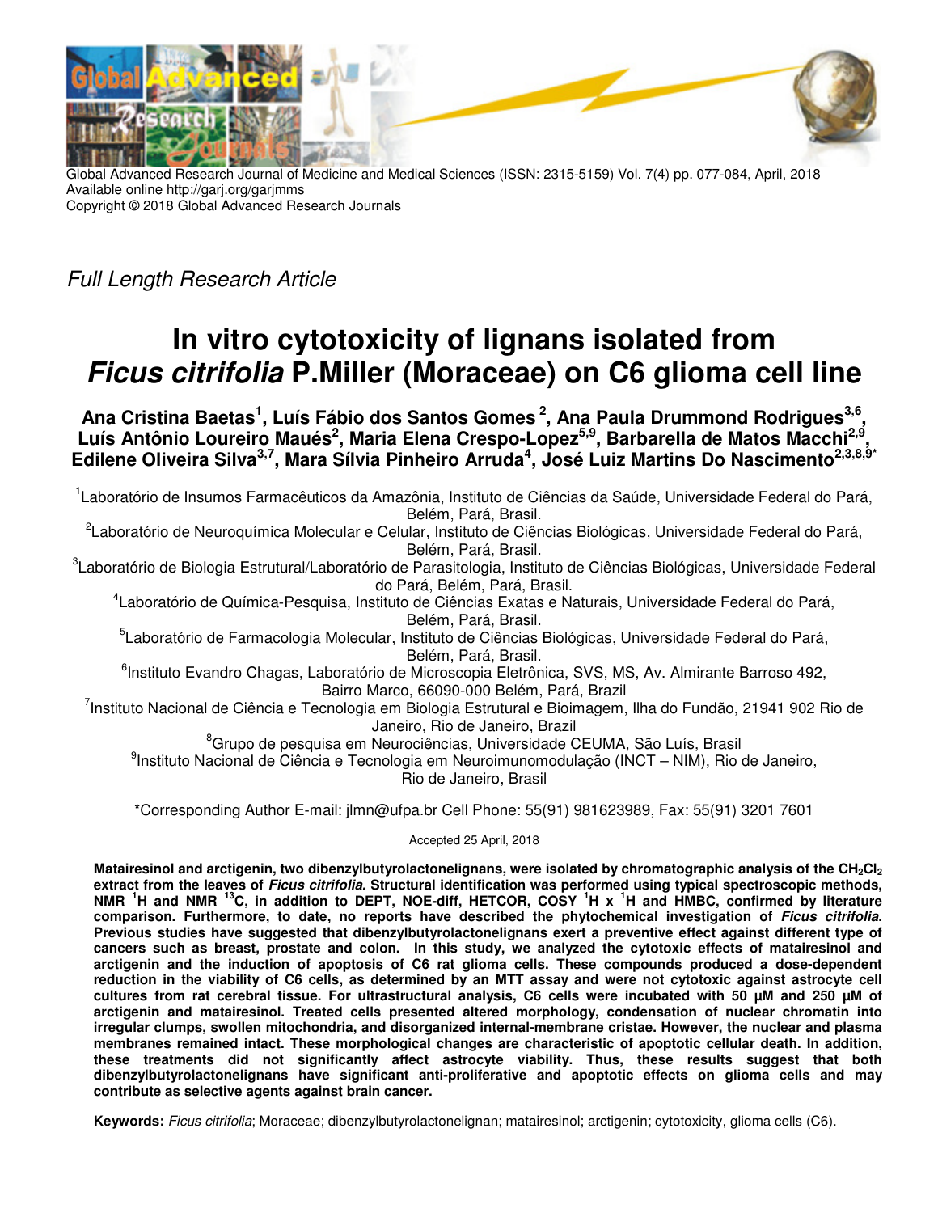Global Advanced Research Journal of Medicine and Medical Sciences (ISSN: 2315-5159) Vol. 7(4) pp. 077-084, April, 2018
Available online http://garj.org/garjmms
Copyright © 2018 Global Advanced Research Journals

*Full Length Research Article*

# In vitro cytotoxicity of lignans isolated from *Ficus citrifolia* P.Miller (Moraceae) on C6 glioma cell line

**Ana Cristina Baetas[1], Luís Fábio dos Santos Gomes[2], Ana Paula Drummond Rodrigues[3,6], Luís Antônio Loureiro Maués[2], Maria Elena Crespo-Lopez[5,9], Barbarella de Matos Macchi[2,9], Edilene Oliveira Silva[3,7], Mara Sílvia Pinheiro Arruda[4], José Luiz Martins Do Nascimento[2,3,8,9*]**

[1]Laboratório de Insumos Farmacêuticos da Amazônia, Instituto de Ciências da Saúde, Universidade Federal do Pará, Belém, Pará, Brasil.

[2]Laboratório de Neuroquímica Molecular e Celular, Instituto de Ciências Biológicas, Universidade Federal do Pará, Belém, Pará, Brasil.

[3]Laboratório de Biologia Estrutural/Laboratório de Parasitologia, Instituto de Ciências Biológicas, Universidade Federal do Pará, Belém, Pará, Brasil.

[4]Laboratório de Química-Pesquisa, Instituto de Ciências Exatas e Naturais, Universidade Federal do Pará, Belém, Pará, Brasil.

[5]Laboratório de Farmacologia Molecular, Instituto de Ciências Biológicas, Universidade Federal do Pará, Belém, Pará, Brasil.

[6]Instituto Evandro Chagas, Laboratório de Microscopia Eletrônica, SVS, MS, Av. Almirante Barroso 492, Bairro Marco, 66090-000 Belém, Pará, Brazil

[7]Instituto Nacional de Ciência e Tecnologia em Biologia Estrutural e Bioimagem, Ilha do Fundão, 21941 902 Rio de Janeiro, Rio de Janeiro, Brazil

[8]Grupo de pesquisa em Neurociências, Universidade CEUMA, São Luís, Brasil

[9]Instituto Nacional de Ciência e Tecnologia em Neuroimunomodulação (INCT – NIM), Rio de Janeiro, Rio de Janeiro, Brasil

*Corresponding Author E-mail: jlmn@ufpa.br Cell Phone: 55(91) 981623989, Fax: 55(91) 3201 7601

Accepted 25 April, 2018

**Matairesinol and arctigenin, two dibenzylbutyrolactonelignans, were isolated by chromatographic analysis of the $CH_2Cl_2$ extract from the leaves of *Ficus citrifolia.* Structural identification was performed using typical spectroscopic methods, NMR $^1H$ and NMR $^{13}C$, in addition to DEPT, NOE-diff, HETCOR, COSY $^1H$ x $^1H$ and HMBC, confirmed by literature comparison. Furthermore, to date, no reports have described the phytochemical investigation of *Ficus citrifolia*. Previous studies have suggested that dibenzylbutyrolactonelignans exert a preventive effect against different type of cancers such as breast, prostate and colon. In this study, we analyzed the cytotoxic effects of matairesinol and arctigenin and the induction of apoptosis of C6 rat glioma cells. These compounds produced a dose-dependent reduction in the viability of C6 cells, as determined by an MTT assay and were not cytotoxic against astrocyte cell cultures from rat cerebral tissue. For ultrastructural analysis, C6 cells were incubated with 50 µM and 250 µM of arctigenin and matairesinol. Treated cells presented altered morphology, condensation of nuclear chromatin into irregular clumps, swollen mitochondria, and disorganized internal-membrane cristae. However, the nuclear and plasma membranes remained intact. These morphological changes are characteristic of apoptotic cellular death. In addition, these treatments did not significantly affect astrocyte viability. Thus, these results suggest that both dibenzylbutyrolactonelignans have significant anti-proliferative and apoptotic effects on glioma cells and may contribute as selective agents against brain cancer.**

**Keywords:** *Ficus citrifolia*; Moraceae; dibenzylbutyrolactonelignan; matairesinol; arctigenin; cytotoxicity, glioma cells (C6).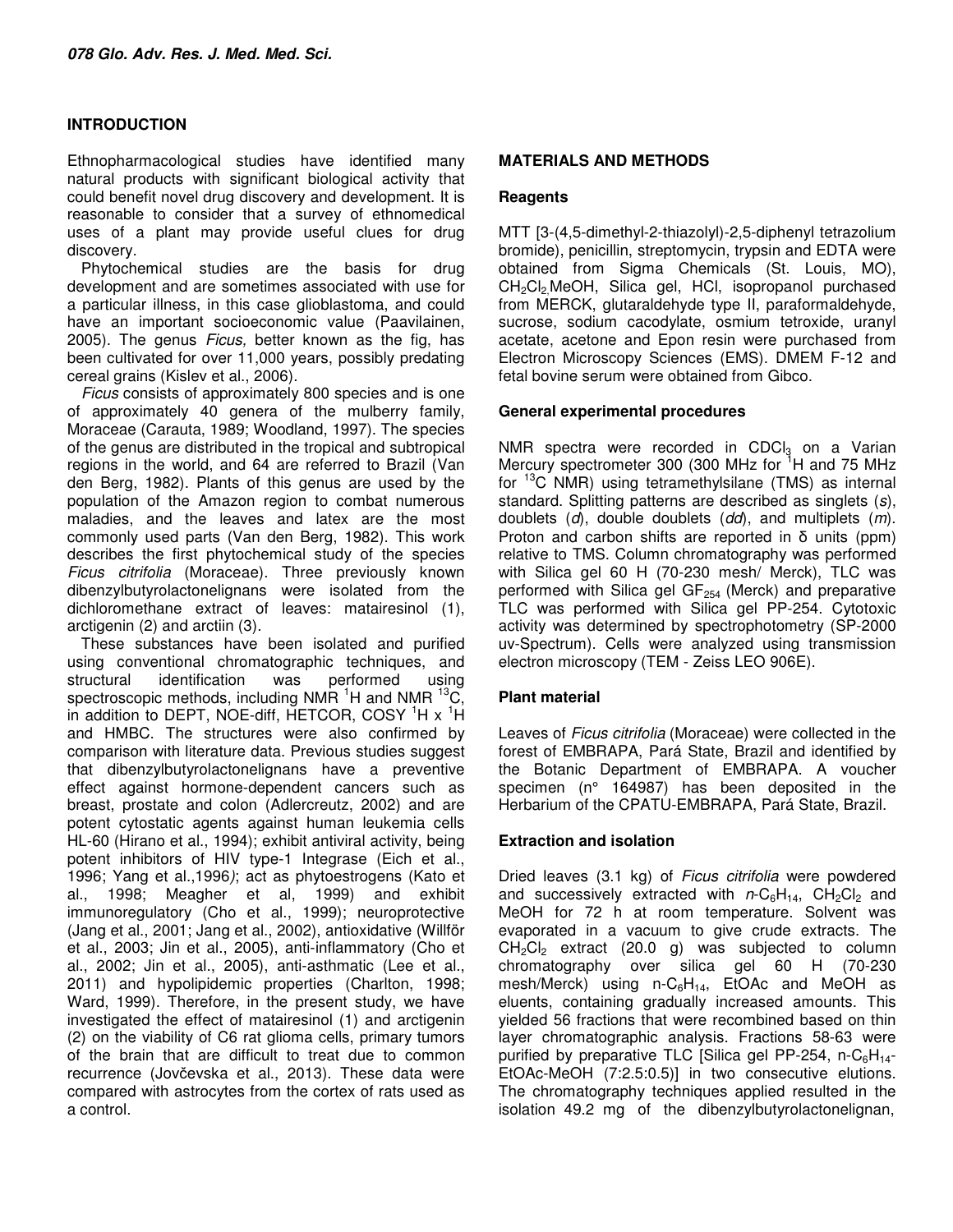## INTRODUCTION

Ethnopharmacological studies have identified many natural products with significant biological activity that could benefit novel drug discovery and development. It is reasonable to consider that a survey of ethnomedical uses of a plant may provide useful clues for drug discovery.

Phytochemical studies are the basis for drug development and are sometimes associated with use for a particular illness, in this case glioblastoma, and could have an important socioeconomic value (Paavilainen, 2005). The genus *Ficus,* better known as the fig, has been cultivated for over 11,000 years, possibly predating cereal grains (Kislev et al., 2006).

*Ficus* consists of approximately 800 species and is one of approximately 40 genera of the mulberry family, Moraceae (Carauta, 1989; Woodland, 1997). The species of the genus are distributed in the tropical and subtropical regions in the world, and 64 are referred to Brazil (Van den Berg, 1982). Plants of this genus are used by the population of the Amazon region to combat numerous maladies, and the leaves and latex are the most commonly used parts (Van den Berg, 1982). This work describes the first phytochemical study of the species *Ficus citrifolia* (Moraceae). Three previously known dibenzylbutyrolactonelignans were isolated from the dichloromethane extract of leaves: matairesinol (1), arctigenin (2) and arctiin (3).

These substances have been isolated and purified using conventional chromatographic techniques, and structural identification was performed using spectroscopic methods, including NMR $^{1}$H and NMR $^{13}$C, in addition to DEPT, NOE-diff, HETCOR, COSY $^{1}$H x $^{1}$H and HMBC. The structures were also confirmed by comparison with literature data. Previous studies suggest that dibenzylbutyrolactonelignans have a preventive effect against hormone-dependent cancers such as breast, prostate and colon (Adlercreutz, 2002) and are potent cytostatic agents against human leukemia cells HL-60 (Hirano et al., 1994); exhibit antiviral activity, being potent inhibitors of HIV type-1 Integrase (Eich et al., 1996; Yang et al.,1996*)*; act as phytoestrogens (Kato et al., 1998; Meagher et al, 1999) and exhibit immunoregulatory (Cho et al., 1999); neuroprotective (Jang et al., 2001; Jang et al., 2002), antioxidative (Willför et al., 2003; Jin et al., 2005), anti-inflammatory (Cho et al., 2002; Jin et al., 2005), anti-asthmatic (Lee et al., 2011) and hypolipidemic properties (Charlton, 1998; Ward, 1999). Therefore, in the present study, we have investigated the effect of matairesinol (1) and arctigenin (2) on the viability of C6 rat glioma cells, primary tumors of the brain that are difficult to treat due to common recurrence (Jovčevska et al., 2013). These data were compared with astrocytes from the cortex of rats used as a control.

## MATERIALS AND METHODS

### Reagents

MTT [3-(4,5-dimethyl-2-thiazolyl)-2,5-diphenyl tetrazolium bromide), penicillin, streptomycin, trypsin and EDTA were obtained from Sigma Chemicals (St. Louis, MO), $CH_2Cl_2$,MeOH, Silica gel, HCl, isopropanol purchased from MERCK, glutaraldehyde type II, paraformaldehyde, sucrose, sodium cacodylate, osmium tetroxide, uranyl acetate, acetone and Epon resin were purchased from Electron Microscopy Sciences (EMS). DMEM F-12 and fetal bovine serum were obtained from Gibco.

### General experimental procedures

NMR spectra were recorded in $CDCl_3$ on a Varian Mercury spectrometer 300 (300 MHz for $^{1}$H and 75 MHz for $^{13}$C NMR) using tetramethylsilane (TMS) as internal standard. Splitting patterns are described as singlets (*s*), doublets (*d*), double doublets (*dd*), and multiplets (*m*). Proton and carbon shifts are reported in δ units (ppm) relative to TMS. Column chromatography was performed with Silica gel 60 H (70-230 mesh/ Merck), TLC was performed with Silica gel $GF_{254}$ (Merck) and preparative TLC was performed with Silica gel PP-254. Cytotoxic activity was determined by spectrophotometry (SP-2000 uv-Spectrum). Cells were analyzed using transmission electron microscopy (TEM - Zeiss LEO 906E).

### Plant material

Leaves of *Ficus citrifolia* (Moraceae) were collected in the forest of EMBRAPA, Pará State, Brazil and identified by the Botanic Department of EMBRAPA. A voucher specimen (n° 164987) has been deposited in the Herbarium of the CPATU-EMBRAPA, Pará State, Brazil.

### Extraction and isolation

Dried leaves (3.1 kg) of *Ficus citrifolia* were powdered and successively extracted with *n*-$C_6H_{14}$, $CH_2Cl_2$ and MeOH for 72 h at room temperature. Solvent was evaporated in a vacuum to give crude extracts. The $CH_2Cl_2$ extract (20.0 g) was subjected to column chromatography over silica gel 60 H (70-230 mesh/Merck) using n-$C_6H_{14}$, EtOAc and MeOH as eluents, containing gradually increased amounts. This yielded 56 fractions that were recombined based on thin layer chromatographic analysis. Fractions 58-63 were purified by preparative TLC [Silica gel PP-254, n-$C_6H_{14}$-EtOAc-MeOH (7:2.5:0.5)] in two consecutive elutions. The chromatography techniques applied resulted in the isolation 49.2 mg of the dibenzylbutyrolactonelignan,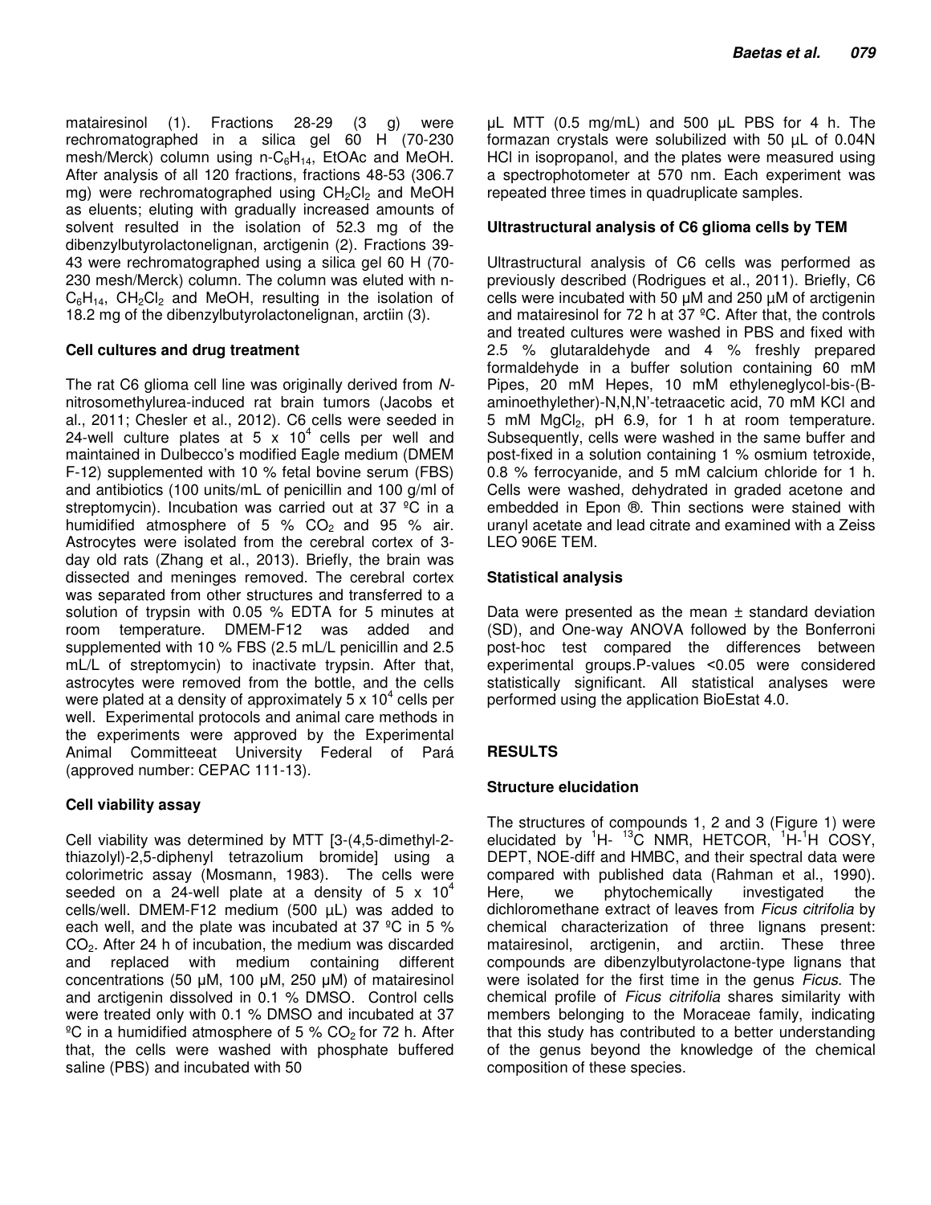matairesinol (1). Fractions 28-29 (3 g) were rechromatographed in a silica gel 60 H (70-230 mesh/Merck) column using n-$C_6H_{14}$, EtOAc and MeOH. After analysis of all 120 fractions, fractions 48-53 (306.7 mg) were rechromatographed using $CH_2Cl_2$ and MeOH as eluents; eluting with gradually increased amounts of solvent resulted in the isolation of 52.3 mg of the dibenzylbutyrolactonelignan, arctigenin (2). Fractions 39-43 were rechromatographed using a silica gel 60 H (70-230 mesh/Merck) column. The column was eluted with n-$C_6H_{14}$, $CH_2Cl_2$ and MeOH, resulting in the isolation of 18.2 mg of the dibenzylbutyrolactonelignan, arctiin (3).

### Cell cultures and drug treatment

The rat C6 glioma cell line was originally derived from *N*-nitrosomethylurea-induced rat brain tumors (Jacobs et al., 2011; Chesler et al., 2012). C6 cells were seeded in 24-well culture plates at 5 x $10^4$ cells per well and maintained in Dulbecco's modified Eagle medium (DMEM F-12) supplemented with 10 % fetal bovine serum (FBS) and antibiotics (100 units/mL of penicillin and 100 g/ml of streptomycin). Incubation was carried out at 37 ºC in a humidified atmosphere of 5 % $CO_2$ and 95 % air. Astrocytes were isolated from the cerebral cortex of 3-day old rats (Zhang et al., 2013). Briefly, the brain was dissected and meninges removed. The cerebral cortex was separated from other structures and transferred to a solution of trypsin with 0.05 % EDTA for 5 minutes at room temperature. DMEM-F12 was added and supplemented with 10 % FBS (2.5 mL/L penicillin and 2.5 mL/L of streptomycin) to inactivate trypsin. After that, astrocytes were removed from the bottle, and the cells were plated at a density of approximately 5 x $10^4$ cells per well. Experimental protocols and animal care methods in the experiments were approved by the Experimental Animal Committeeat University Federal of Pará (approved number: CEPAC 111-13).

### Cell viability assay

Cell viability was determined by MTT [3-(4,5-dimethyl-2-thiazolyl)-2,5-diphenyl tetrazolium bromide] using a colorimetric assay (Mosmann, 1983). The cells were seeded on a 24-well plate at a density of 5 x $10^4$ cells/well. DMEM-F12 medium (500 µL) was added to each well, and the plate was incubated at 37 ºC in 5 % $CO_2$. After 24 h of incubation, the medium was discarded and replaced with medium containing different concentrations (50 µM, 100 µM, 250 µM) of matairesinol and arctigenin dissolved in 0.1 % DMSO. Control cells were treated only with 0.1 % DMSO and incubated at 37 ºC in a humidified atmosphere of 5 % $CO_2$ for 72 h. After that, the cells were washed with phosphate buffered saline (PBS) and incubated with 50 µL MTT (0.5 mg/mL) and 500 µL PBS for 4 h. The formazan crystals were solubilized with 50 µL of 0.04N HCl in isopropanol, and the plates were measured using a spectrophotometer at 570 nm. Each experiment was repeated three times in quadruplicate samples.

### Ultrastructural analysis of C6 glioma cells by TEM

Ultrastructural analysis of C6 cells was performed as previously described (Rodrigues et al., 2011). Briefly, C6 cells were incubated with 50 µM and 250 µM of arctigenin and matairesinol for 72 h at 37 ºC. After that, the controls and treated cultures were washed in PBS and fixed with 2.5 % glutaraldehyde and 4 % freshly prepared formaldehyde in a buffer solution containing 60 mM Pipes, 20 mM Hepes, 10 mM ethyleneglycol-bis-(B-aminoethylether)-N,N,N'-tetraacetic acid, 70 mM KCl and 5 mM $MgCl_2$, pH 6.9, for 1 h at room temperature. Subsequently, cells were washed in the same buffer and post-fixed in a solution containing 1 % osmium tetroxide, 0.8 % ferrocyanide, and 5 mM calcium chloride for 1 h. Cells were washed, dehydrated in graded acetone and embedded in Epon ®. Thin sections were stained with uranyl acetate and lead citrate and examined with a Zeiss LEO 906E TEM.

### Statistical analysis

Data were presented as the mean ± standard deviation (SD), and One-way ANOVA followed by the Bonferroni post-hoc test compared the differences between experimental groups.P-values <0.05 were considered statistically significant. All statistical analyses were performed using the application BioEstat 4.0.

## RESULTS

### Structure elucidation

The structures of compounds 1, 2 and 3 (Figure 1) were elucidated by $^1H$- $^{13}C$ NMR, HETCOR, $^1H$-$^1H$ COSY, DEPT, NOE-diff and HMBC, and their spectral data were compared with published data (Rahman et al., 1990). Here, we phytochemically investigated the dichloromethane extract of leaves from *Ficus citrifolia* by chemical characterization of three lignans present: matairesinol, arctigenin, and arctiin. These three compounds are dibenzylbutyrolactone-type lignans that were isolated for the first time in the genus *Ficus*. The chemical profile of *Ficus citrifolia* shares similarity with members belonging to the Moraceae family, indicating that this study has contributed to a better understanding of the genus beyond the knowledge of the chemical composition of these species.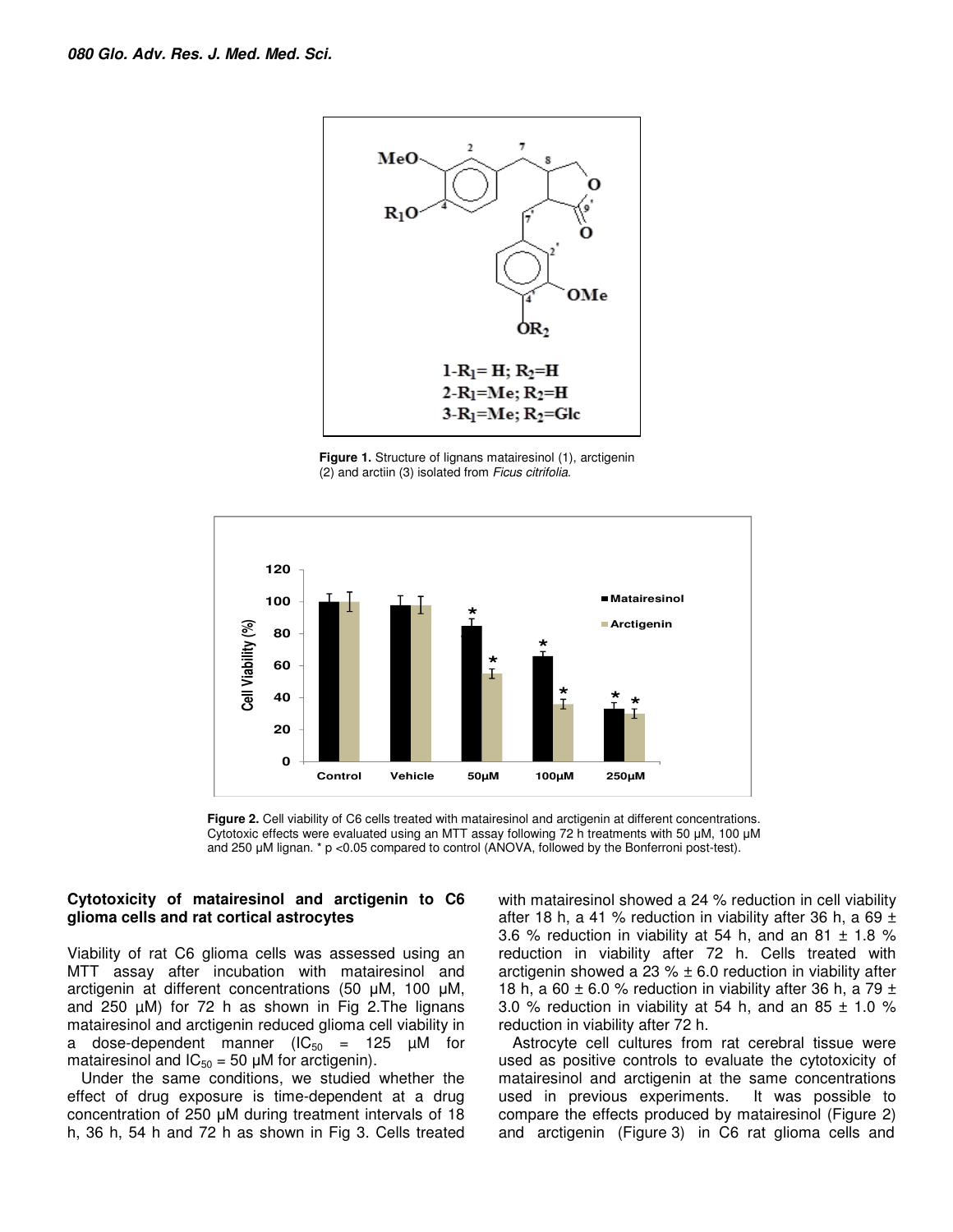Figure 1. Structure of lignans matairesinol (1), arctigenin (2) and arctiin (3) isolated from *Ficus citrifolia*.

Figure 2. Cell viability of C6 cells treated with matairesinol and arctigenin at different concentrations. Cytotoxic effects were evaluated using an MTT assay following 72 h treatments with 50 μM, 100 μM and 250 μM lignan. * p <0.05 compared to control (ANOVA, followed by the Bonferroni post-test).

### Cytotoxicity of matairesinol and arctigenin to C6 glioma cells and rat cortical astrocytes

Viability of rat C6 glioma cells was assessed using an MTT assay after incubation with matairesinol and arctigenin at different concentrations (50 μM, 100 μM, and 250 μM) for 72 h as shown in Fig 2.The lignans matairesinol and arctigenin reduced glioma cell viability in a dose-dependent manner ($IC_{50}$ = 125 μM for matairesinol and $IC_{50}$ = 50 μM for arctigenin).

Under the same conditions, we studied whether the effect of drug exposure is time-dependent at a drug concentration of 250 μM during treatment intervals of 18 h, 36 h, 54 h and 72 h as shown in Fig 3. Cells treated with matairesinol showed a 24 % reduction in cell viability after 18 h, a 41 % reduction in viability after 36 h, a 69 ± 3.6 % reduction in viability at 54 h, and an 81 ± 1.8 % reduction in viability after 72 h. Cells treated with arctigenin showed a 23 % ± 6.0 reduction in viability after 18 h, a 60 ± 6.0 % reduction in viability after 36 h, a 79 ± 3.0 % reduction in viability at 54 h, and an 85 ± 1.0 % reduction in viability after 72 h.

Astrocyte cell cultures from rat cerebral tissue were used as positive controls to evaluate the cytotoxicity of matairesinol and arctigenin at the same concentrations used in previous experiments. It was possible to compare the effects produced by matairesinol (Figure 2) and arctigenin (Figure 3) in C6 rat glioma cells and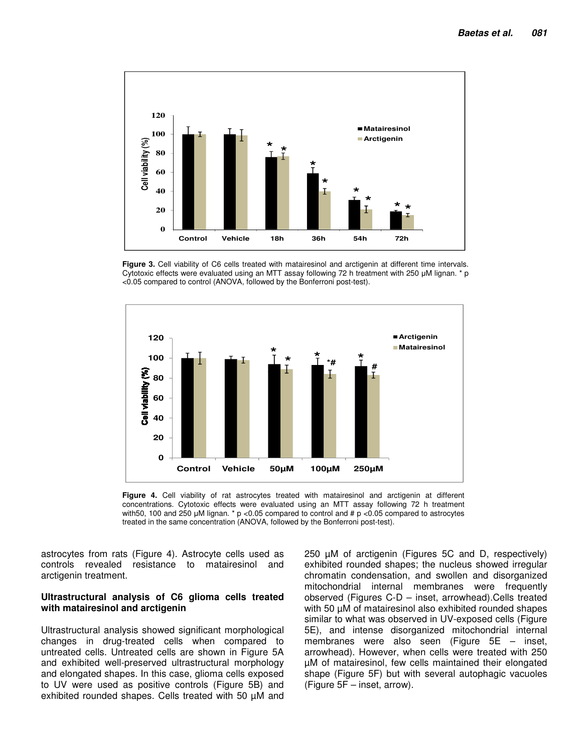**Figure 3.** Cell viability of C6 cells treated with matairesinol and arctigenin at different time intervals. Cytotoxic effects were evaluated using an MTT assay following 72 h treatment with 250 µM lignan. * p <0.05 compared to control (ANOVA, followed by the Bonferroni post-test).

**Figure 4.** Cell viability of rat astrocytes treated with matairesinol and arctigenin at different concentrations. Cytotoxic effects were evaluated using an MTT assay following 72 h treatment with50, 100 and 250 µM lignan. * p <0.05 compared to control and # p <0.05 compared to astrocytes treated in the same concentration (ANOVA, followed by the Bonferroni post-test).

astrocytes from rats (Figure 4). Astrocyte cells used as controls revealed resistance to matairesinol and arctigenin treatment.

### Ultrastructural analysis of C6 glioma cells treated with matairesinol and arctigenin

Ultrastructural analysis showed significant morphological changes in drug-treated cells when compared to untreated cells. Untreated cells are shown in Figure 5A and exhibited well-preserved ultrastructural morphology and elongated shapes. In this case, glioma cells exposed to UV were used as positive controls (Figure 5B) and exhibited rounded shapes. Cells treated with 50 µM and 250 µM of arctigenin (Figures 5C and D, respectively) exhibited rounded shapes; the nucleus showed irregular chromatin condensation, and swollen and disorganized mitochondrial internal membranes were frequently observed (Figures C-D – inset, arrowhead).Cells treated with 50 µM of matairesinol also exhibited rounded shapes similar to what was observed in UV-exposed cells (Figure 5E), and intense disorganized mitochondrial internal membranes were also seen (Figure 5E – inset, arrowhead). However, when cells were treated with 250 µM of matairesinol, few cells maintained their elongated shape (Figure 5F) but with several autophagic vacuoles (Figure 5F – inset, arrow).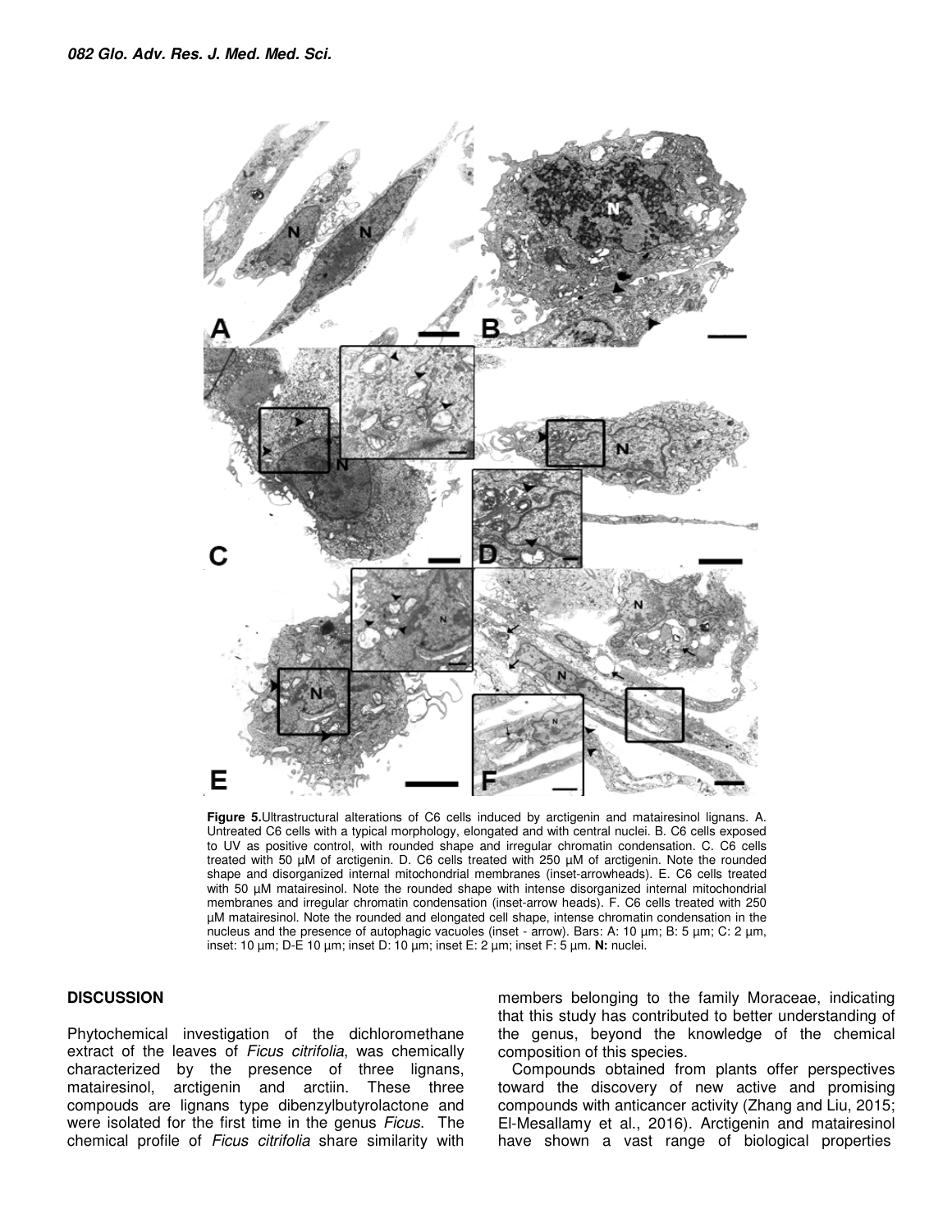**Figure 5.** Ultrastructural alterations of C6 cells induced by arctigenin and matairesinol lignans. A. Untreated C6 cells with a typical morphology, elongated and with central nuclei. B. C6 cells exposed to UV as positive control, with rounded shape and irregular chromatin condensation. C. C6 cells treated with 50 µM of arctigenin. D. C6 cells treated with 250 µM of arctigenin. Note the rounded shape and disorganized internal mitochondrial membranes (inset-arrowheads). E. C6 cells treated with 50 µM matairesinol. Note the rounded shape with intense disorganized internal mitochondrial membranes and irregular chromatin condensation (inset-arrow heads). F. C6 cells treated with 250 µM matairesinol. Note the rounded and elongated cell shape, intense chromatin condensation in the nucleus and the presence of autophagic vacuoles (inset - arrow). Bars: A: 10 µm; B: 5 µm; C: 2 µm, inset: 10 µm; D-E 10 µm; inset D: 10 µm; inset E: 2 µm; inset F: 5 µm. **N:** nuclei.

## DISCUSSION

Phytochemical investigation of the dichloromethane extract of the leaves of *Ficus citrifolia*, was chemically characterized by the presence of three lignans, matairesinol, arctigenin and arctiin. These three compounds are lignans type dibenzylbutyrolactone and were isolated for the first time in the genus *Ficus*. The chemical profile of *Ficus citrifolia* share similarity with members belonging to the family Moraceae, indicating that this study has contributed to better understanding of the genus, beyond the knowledge of the chemical composition of this species.

Compounds obtained from plants offer perspectives toward the discovery of new active and promising compounds with anticancer activity (Zhang and Liu, 2015; El-Mesallamy et al., 2016). Arctigenin and matairesinol have shown a vast range of biological properties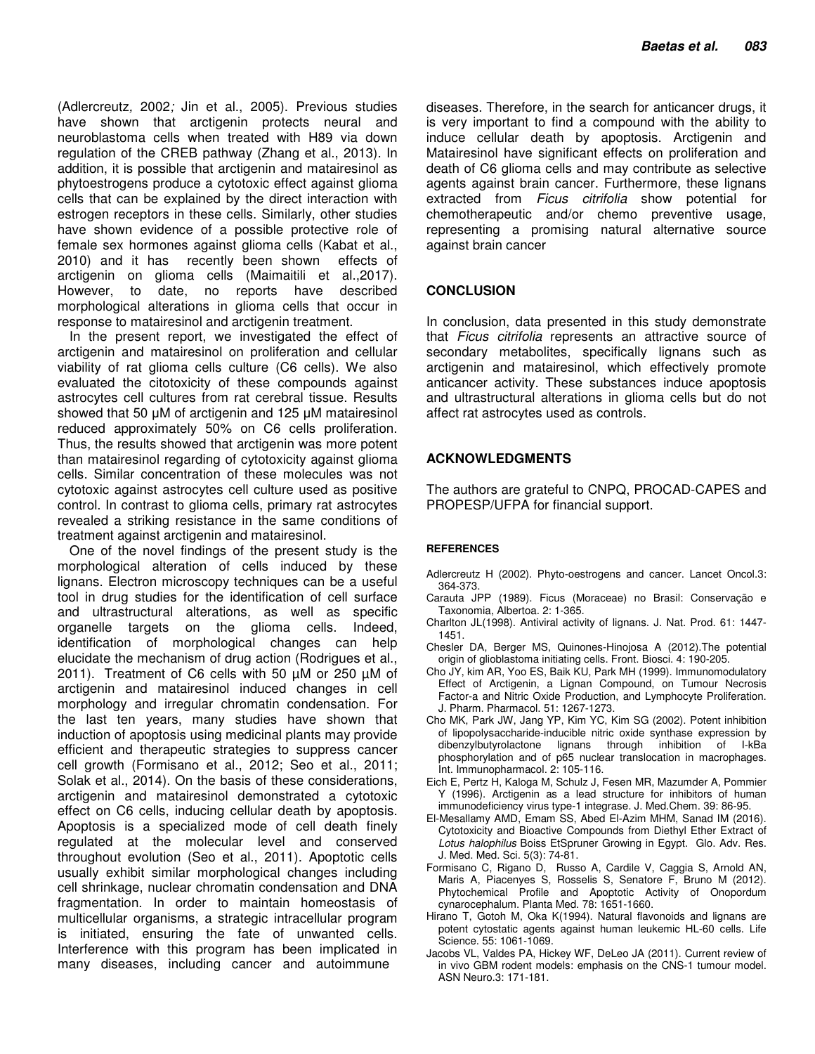(Adlercreutz*,* 2002*;* Jin et al., 2005). Previous studies have shown that arctigenin protects neural and neuroblastoma cells when treated with H89 via down regulation of the CREB pathway (Zhang et al., 2013). In addition, it is possible that arctigenin and matairesinol as phytoestrogens produce a cytotoxic effect against glioma cells that can be explained by the direct interaction with estrogen receptors in these cells. Similarly, other studies have shown evidence of a possible protective role of female sex hormones against glioma cells (Kabat et al., 2010) and it has recently been shown effects of arctigenin on glioma cells (Maimaitili et al.,2017). However, to date, no reports have described morphological alterations in glioma cells that occur in response to matairesinol and arctigenin treatment.

In the present report, we investigated the effect of arctigenin and matairesinol on proliferation and cellular viability of rat glioma cells culture (C6 cells). We also evaluated the citotoxicity of these compounds against astrocytes cell cultures from rat cerebral tissue. Results showed that 50 μM of arctigenin and 125 μM matairesinol reduced approximately 50% on C6 cells proliferation. Thus, the results showed that arctigenin was more potent than matairesinol regarding of cytotoxicity against glioma cells. Similar concentration of these molecules was not cytotoxic against astrocytes cell culture used as positive control. In contrast to glioma cells, primary rat astrocytes revealed a striking resistance in the same conditions of treatment against arctigenin and matairesinol.

One of the novel findings of the present study is the morphological alteration of cells induced by these lignans. Electron microscopy techniques can be a useful tool in drug studies for the identification of cell surface and ultrastructural alterations, as well as specific organelle targets on the glioma cells. Indeed, identification of morphological changes can help elucidate the mechanism of drug action (Rodrigues et al., 2011). Treatment of C6 cells with 50 μM or 250 μM of arctigenin and matairesinol induced changes in cell morphology and irregular chromatin condensation. For the last ten years, many studies have shown that induction of apoptosis using medicinal plants may provide efficient and therapeutic strategies to suppress cancer cell growth (Formisano et al., 2012; Seo et al., 2011; Solak et al., 2014). On the basis of these considerations, arctigenin and matairesinol demonstrated a cytotoxic effect on C6 cells, inducing cellular death by apoptosis. Apoptosis is a specialized mode of cell death finely regulated at the molecular level and conserved throughout evolution (Seo et al., 2011). Apoptotic cells usually exhibit similar morphological changes including cell shrinkage, nuclear chromatin condensation and DNA fragmentation. In order to maintain homeostasis of multicellular organisms, a strategic intracellular program is initiated, ensuring the fate of unwanted cells. Interference with this program has been implicated in many diseases, including cancer and autoimmune diseases. Therefore, in the search for anticancer drugs, it is very important to find a compound with the ability to induce cellular death by apoptosis. Arctigenin and Matairesinol have significant effects on proliferation and death of C6 glioma cells and may contribute as selective agents against brain cancer. Furthermore, these lignans extracted from *Ficus citrifolia* show potential for chemotherapeutic and/or chemo preventive usage, representing a promising natural alternative source against brain cancer

## CONCLUSION

In conclusion, data presented in this study demonstrate that *Ficus citrifolia* represents an attractive source of secondary metabolites, specifically lignans such as arctigenin and matairesinol, which effectively promote anticancer activity. These substances induce apoptosis and ultrastructural alterations in glioma cells but do not affect rat astrocytes used as controls.

## ACKNOWLEDGMENTS

The authors are grateful to CNPQ, PROCAD-CAPES and PROPESP/UFPA for financial support.

## REFERENCES

Adlercreutz H (2002). Phyto-oestrogens and cancer. Lancet Oncol.3: 364-373.

Carauta JPP (1989). Ficus (Moraceae) no Brasil: Conservação e Taxonomia, Albertoa. 2: 1-365.

Charlton JL(1998). Antiviral activity of lignans. J. Nat. Prod. 61: 1447-1451.

Chesler DA, Berger MS, Quinones-Hinojosa A (2012).The potential origin of glioblastoma initiating cells. Front. Biosci. 4: 190-205.

Cho JY, kim AR, Yoo ES, Baik KU, Park MH (1999). Immunomodulatory Effect of Arctigenin, a Lignan Compound, on Tumour Necrosis Factor-a and Nitric Oxide Production, and Lymphocyte Proliferation. J. Pharm. Pharmacol. 51: 1267-1273.

Cho MK, Park JW, Jang YP, Kim YC, Kim SG (2002). Potent inhibition of lipopolysaccharide-inducible nitric oxide synthase expression by dibenzylbutyrolactone lignans through inhibition of I-kBa phosphorylation and of p65 nuclear translocation in macrophages. Int. Immunopharmacol. 2: 105-116.

Eich E, Pertz H, Kaloga M, Schulz J, Fesen MR, Mazumder A, Pommier Y (1996). Arctigenin as a lead structure for inhibitors of human immunodeficiency virus type-1 integrase. J. Med.Chem. 39: 86-95.

El-Mesallamy AMD, Emam SS, Abed El-Azim MHM, Sanad IM (2016). Cytotoxicity and Bioactive Compounds from Diethyl Ether Extract of *Lotus halophilus* Boiss EtSpruner Growing in Egypt. Glo. Adv. Res. J. Med. Med. Sci. 5(3): 74-81.

Formisano C, Rigano D, Russo A, Cardile V, Caggia S, Arnold AN, Maris A, Piacenyes S, Rosselis S, Senatore F, Bruno M (2012). Phytochemical Profile and Apoptotic Activity of Onopordum cynarocephalum. Planta Med. 78: 1651-1660.

Hirano T, Gotoh M, Oka K(1994). Natural flavonoids and lignans are potent cytostatic agents against human leukemic HL-60 cells. Life Science. 55: 1061-1069.

Jacobs VL, Valdes PA, Hickey WF, DeLeo JA (2011). Current review of in vivo GBM rodent models: emphasis on the CNS-1 tumour model. ASN Neuro.3: 171-181.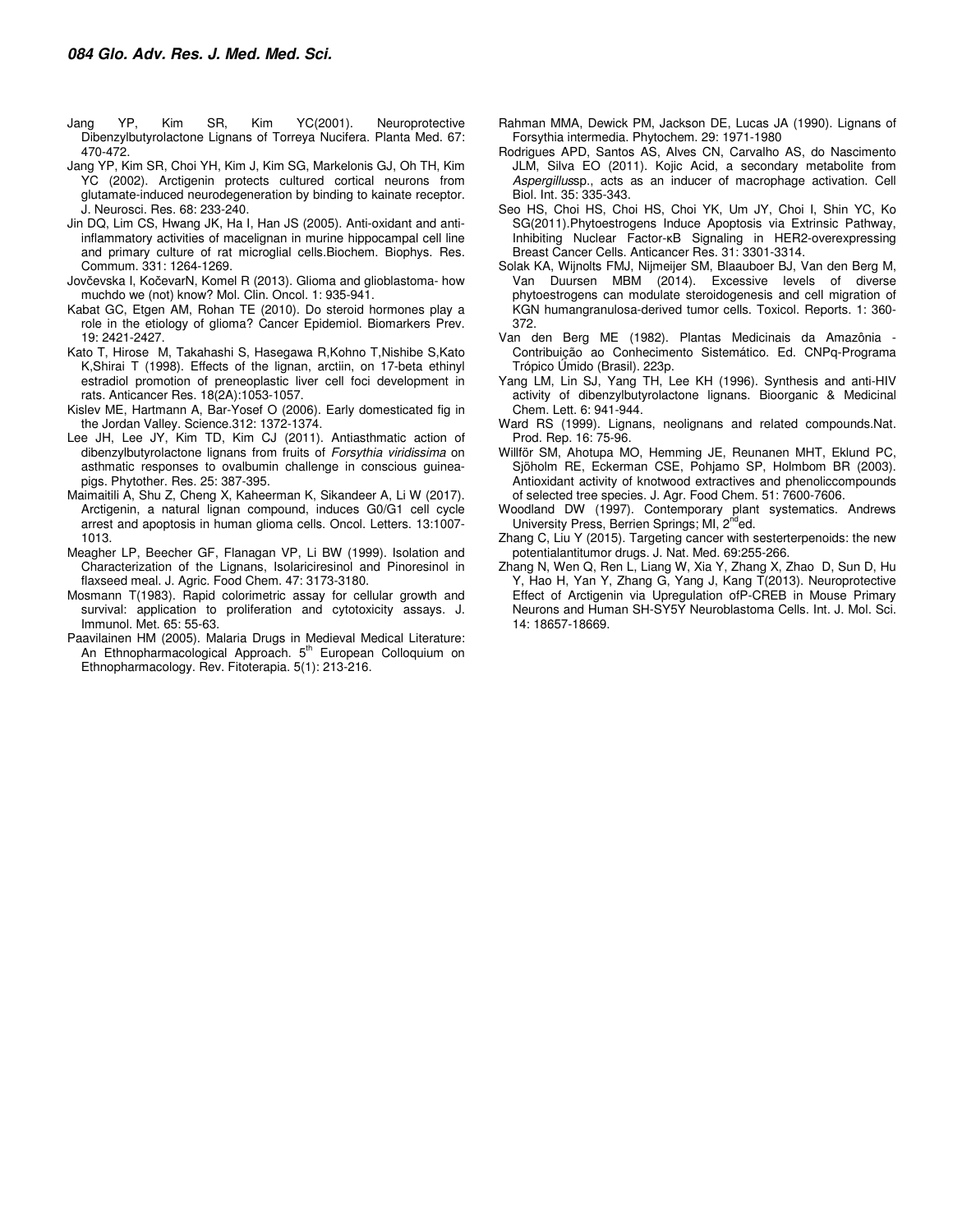Jang YP, Kim SR, Kim YC(2001). Neuroprotective Dibenzylbutyrolactone Lignans of Torreya Nucifera. Planta Med. 67: 470-472.

Jang YP, Kim SR, Choi YH, Kim J, Kim SG, Markelonis GJ, Oh TH, Kim YC (2002). Arctigenin protects cultured cortical neurons from glutamate-induced neurodegeneration by binding to kainate receptor. J. Neurosci. Res. 68: 233-240.

Jin DQ, Lim CS, Hwang JK, Ha I, Han JS (2005). Anti-oxidant and anti-inflammatory activities of macelignan in murine hippocampal cell line and primary culture of rat microglial cells.Biochem. Biophys. Res. Commum. 331: 1264-1269.

Jovčevska I, KočevarN, Komel R (2013). Glioma and glioblastoma- how muchdo we (not) know? Mol. Clin. Oncol. 1: 935-941.

Kabat GC, Etgen AM, Rohan TE (2010). Do steroid hormones play a role in the etiology of glioma? Cancer Epidemiol. Biomarkers Prev. 19: 2421-2427.

Kato T, Hirose M, Takahashi S, Hasegawa R,Kohno T,Nishibe S,Kato K,Shirai T (1998). Effects of the lignan, arctiin, on 17-beta ethinyl estradiol promotion of preneoplastic liver cell foci development in rats. Anticancer Res. 18(2A):1053-1057.

Kislev ME, Hartmann A, Bar-Yosef O (2006). Early domesticated fig in the Jordan Valley. Science.312: 1372-1374.

Lee JH, Lee JY, Kim TD, Kim CJ (2011). Antiasthmatic action of dibenzylbutyrolactone lignans from fruits of *Forsythia viridissima* on asthmatic responses to ovalbumin challenge in conscious guinea-pigs. Phytother. Res. 25: 387-395.

Maimaitili A, Shu Z, Cheng X, Kaheerman K, Sikandeer A, Li W (2017). Arctigenin, a natural lignan compound, induces G0/G1 cell cycle arrest and apoptosis in human glioma cells. Oncol. Letters. 13:1007-1013.

Meagher LP, Beecher GF, Flanagan VP, Li BW (1999). Isolation and Characterization of the Lignans, Isolariciresinol and Pinoresinol in flaxseed meal. J. Agric. Food Chem. 47: 3173-3180.

Mosmann T(1983). Rapid colorimetric assay for cellular growth and survival: application to proliferation and cytotoxicity assays. J. Immunol. Met. 65: 55-63.

Paavilainen HM (2005). Malaria Drugs in Medieval Medical Literature: An Ethnopharmacological Approach. 5th European Colloquium on Ethnopharmacology. Rev. Fitoterapia. 5(1): 213-216.

Rahman MMA, Dewick PM, Jackson DE, Lucas JA (1990). Lignans of Forsythia intermedia. Phytochem. 29: 1971-1980

Rodrigues APD, Santos AS, Alves CN, Carvalho AS, do Nascimento JLM, Silva EO (2011). Kojic Acid, a secondary metabolite from *Aspergillus*sp., acts as an inducer of macrophage activation. Cell Biol. Int. 35: 335-343.

Seo HS, Choi HS, Choi HS, Choi YK, Um JY, Choi I, Shin YC, Ko SG(2011).Phytoestrogens Induce Apoptosis via Extrinsic Pathway, Inhibiting Nuclear Factor-κB Signaling in HER2-overexpressing Breast Cancer Cells. Anticancer Res. 31: 3301-3314.

Solak KA, Wijnolts FMJ, Nijmeijer SM, Blaauboer BJ, Van den Berg M, Van Duursen MBM (2014). Excessive levels of diverse phytoestrogens can modulate steroidogenesis and cell migration of KGN humangranulosa-derived tumor cells. Toxicol. Reports. 1: 360-372.

Van den Berg ME (1982). Plantas Medicinais da Amazônia - Contribuição ao Conhecimento Sistemático. Ed. CNPq-Programa Trópico Úmido (Brasil). 223p.

Yang LM, Lin SJ, Yang TH, Lee KH (1996). Synthesis and anti-HIV activity of dibenzylbutyrolactone lignans. Bioorganic & Medicinal Chem. Lett. 6: 941-944.

Ward RS (1999). Lignans, neolignans and related compounds.Nat. Prod. Rep. 16: 75-96.

Willför SM, Ahotupa MO, Hemming JE, Reunanen MHT, Eklund PC, Sjöholm RE, Eckerman CSE, Pohjamo SP, Holmbom BR (2003). Antioxidant activity of knotwood extractives and phenoliccompounds of selected tree species. J. Agr. Food Chem. 51: 7600-7606.

Woodland DW (1997). Contemporary plant systematics. Andrews University Press, Berrien Springs; MI, 2nd ed.

Zhang C, Liu Y (2015). Targeting cancer with sesterterpenoids: the new potentialantitumor drugs. J. Nat. Med. 69:255-266.

Zhang N, Wen Q, Ren L, Liang W, Xia Y, Zhang X, Zhao D, Sun D, Hu Y, Hao H, Yan Y, Zhang G, Yang J, Kang T(2013). Neuroprotective Effect of Arctigenin via Upregulation ofP-CREB in Mouse Primary Neurons and Human SH-SY5Y Neuroblastoma Cells. Int. J. Mol. Sci. 14: 18657-18669.